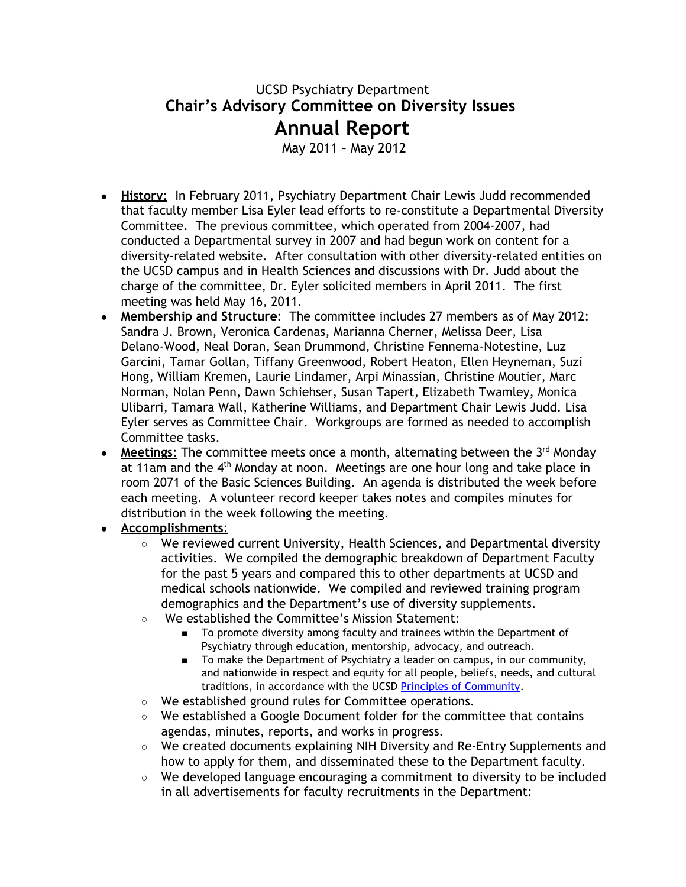UCSD Psychiatry Department

# Chair's Advisory Committee on Diversity Issues

# Annual Report

May 2011 – May 2012

- **History**: In February 2011, Psychiatry Department Chair Lewis Judd recommended that faculty member Lisa Eyler lead efforts to re-constitute a Departmental Diversity Committee. The previous committee, which operated from 2004-2007, had conducted a Departmental survey in 2007 and had begun work on content for a diversity-related website. After consultation with other diversity-related entities on the UCSD campus and in Health Sciences and discussions with Dr. Judd about the charge of the committee, Dr. Eyler solicited members in April 2011. The first meeting was held May 16, 2011.
- **Membership and Structure**: The committee includes 27 members as of May 2012: Sandra J. Brown, Veronica Cardenas, Marianna Cherner, Melissa Deer, Lisa Delano-Wood, Neal Doran, Sean Drummond, Christine Fennema-Notestine, Luz Garcini, Tamar Gollan, Tiffany Greenwood, Robert Heaton, Ellen Heyneman, Suzi Hong, William Kremen, Laurie Lindamer, Arpi Minassian, Christine Moutier, Marc Norman, Nolan Penn, Dawn Schiehser, Susan Tapert, Elizabeth Twamley, Monica Ulibarri, Tamara Wall, Katherine Williams, and Department Chair Lewis Judd. Lisa Eyler serves as Committee Chair. Workgroups are formed as needed to accomplish Committee tasks.
- **Meetings**: The committee meets once a month, alternating between the 3rd Monday at 11am and the 4th Monday at noon. Meetings are one hour long and take place in room 2071 of the Basic Sciences Building. An agenda is distributed the week before each meeting. A volunteer record keeper takes notes and compiles minutes for distribution in the week following the meeting.
- **Accomplishments**:
  - We reviewed current University, Health Sciences, and Departmental diversity activities. We compiled the demographic breakdown of Department Faculty for the past 5 years and compared this to other departments at UCSD and medical schools nationwide. We compiled and reviewed training program demographics and the Department's use of diversity supplements.
  - We established the Committee's Mission Statement:
    - To promote diversity among faculty and trainees within the Department of Psychiatry through education, mentorship, advocacy, and outreach.
    - To make the Department of Psychiatry a leader on campus, in our community, and nationwide in respect and equity for all people, beliefs, needs, and cultural traditions, in accordance with the UCSD Principles of Community.
  - We established ground rules for Committee operations.
  - We established a Google Document folder for the committee that contains agendas, minutes, reports, and works in progress.
  - We created documents explaining NIH Diversity and Re-Entry Supplements and how to apply for them, and disseminated these to the Department faculty.
  - We developed language encouraging a commitment to diversity to be included in all advertisements for faculty recruitments in the Department: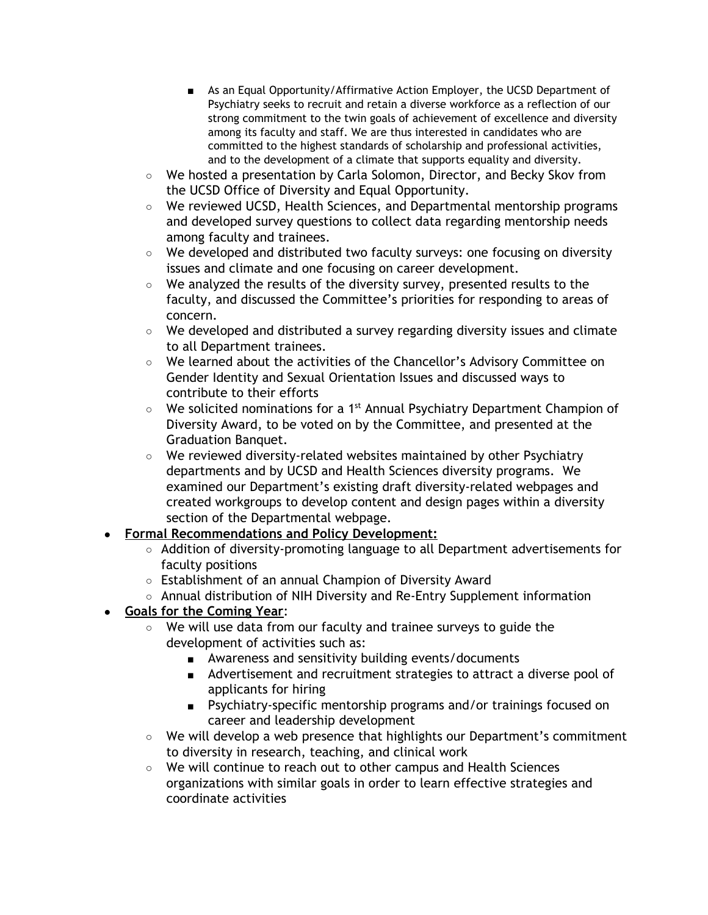- As an Equal Opportunity/Affirmative Action Employer, the UCSD Department of Psychiatry seeks to recruit and retain a diverse workforce as a reflection of our strong commitment to the twin goals of achievement of excellence and diversity among its faculty and staff. We are thus interested in candidates who are committed to the highest standards of scholarship and professional activities, and to the development of a climate that supports equality and diversity.
    - We hosted a presentation by Carla Solomon, Director, and Becky Skov from the UCSD Office of Diversity and Equal Opportunity.
    - We reviewed UCSD, Health Sciences, and Departmental mentorship programs and developed survey questions to collect data regarding mentorship needs among faculty and trainees.
    - We developed and distributed two faculty surveys: one focusing on diversity issues and climate and one focusing on career development.
    - We analyzed the results of the diversity survey, presented results to the faculty, and discussed the Committee's priorities for responding to areas of concern.
    - We developed and distributed a survey regarding diversity issues and climate to all Department trainees.
    - We learned about the activities of the Chancellor's Advisory Committee on Gender Identity and Sexual Orientation Issues and discussed ways to contribute to their efforts
    - We solicited nominations for a 1st Annual Psychiatry Department Champion of Diversity Award, to be voted on by the Committee, and presented at the Graduation Banquet.
    - We reviewed diversity-related websites maintained by other Psychiatry departments and by UCSD and Health Sciences diversity programs. We examined our Department's existing draft diversity-related webpages and created workgroups to develop content and design pages within a diversity section of the Departmental webpage.

- **<u>Formal Recommendations and Policy Development:</u>**
    - Addition of diversity-promoting language to all Department advertisements for faculty positions
    - Establishment of an annual Champion of Diversity Award
    - Annual distribution of NIH Diversity and Re-Entry Supplement information
- **<u>Goals for the Coming Year</u>**:
    - We will use data from our faculty and trainee surveys to guide the development of activities such as:
        - Awareness and sensitivity building events/documents
        - Advertisement and recruitment strategies to attract a diverse pool of applicants for hiring
        - Psychiatry-specific mentorship programs and/or trainings focused on career and leadership development
    - We will develop a web presence that highlights our Department's commitment to diversity in research, teaching, and clinical work
    - We will continue to reach out to other campus and Health Sciences organizations with similar goals in order to learn effective strategies and coordinate activities